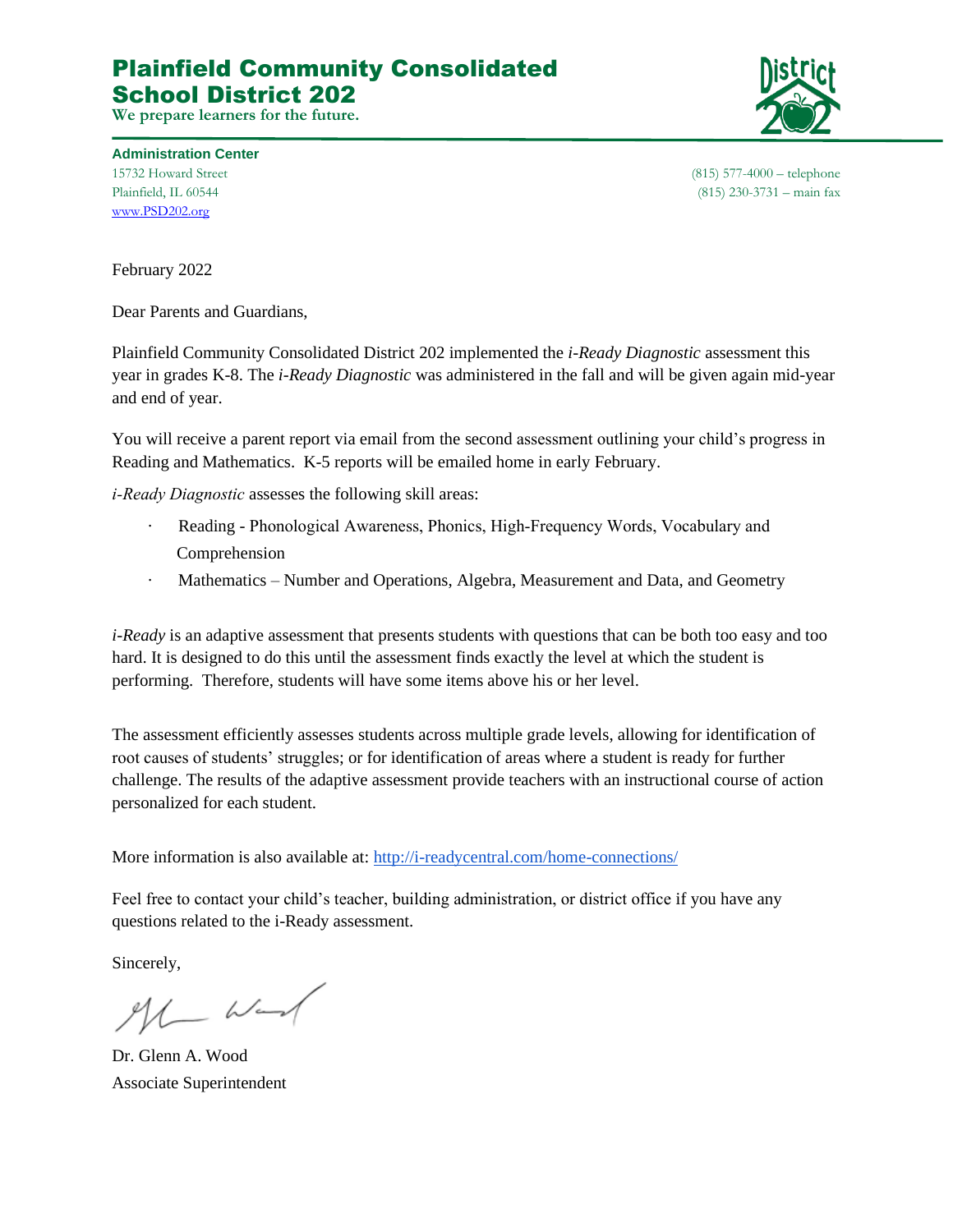# Plainfield Community Consolidated School District 202

**We prepare learners for the future.**

**Administration Center**
15732 Howard Street
Plainfield, IL 60544
[www.PSD202.org](http://www.PSD202.org)

(815) 577-4000 – telephone
(815) 230-3731 – main fax

February 2022

Dear Parents and Guardians,

Plainfield Community Consolidated District 202 implemented the *i-Ready Diagnostic* assessment this year in grades K-8. The *i-Ready Diagnostic* was administered in the fall and will be given again mid-year and end of year.

You will receive a parent report via email from the second assessment outlining your child's progress in Reading and Mathematics. K-5 reports will be emailed home in early February.

*i-Ready Diagnostic* assesses the following skill areas:

- Reading - Phonological Awareness, Phonics, High-Frequency Words, Vocabulary and Comprehension
- Mathematics – Number and Operations, Algebra, Measurement and Data, and Geometry

*i-Ready* is an adaptive assessment that presents students with questions that can be both too easy and too hard. It is designed to do this until the assessment finds exactly the level at which the student is performing. Therefore, students will have some items above his or her level.

The assessment efficiently assesses students across multiple grade levels, allowing for identification of root causes of students' struggles; or for identification of areas where a student is ready for further challenge. The results of the adaptive assessment provide teachers with an instructional course of action personalized for each student.

More information is also available at: [http://i-readycentral.com/home-connections/](http://i-readycentral.com/home-connections/)

Feel free to contact your child's teacher, building administration, or district office if you have any questions related to the i-Ready assessment.

Sincerely,

Dr. Glenn A. Wood
Associate Superintendent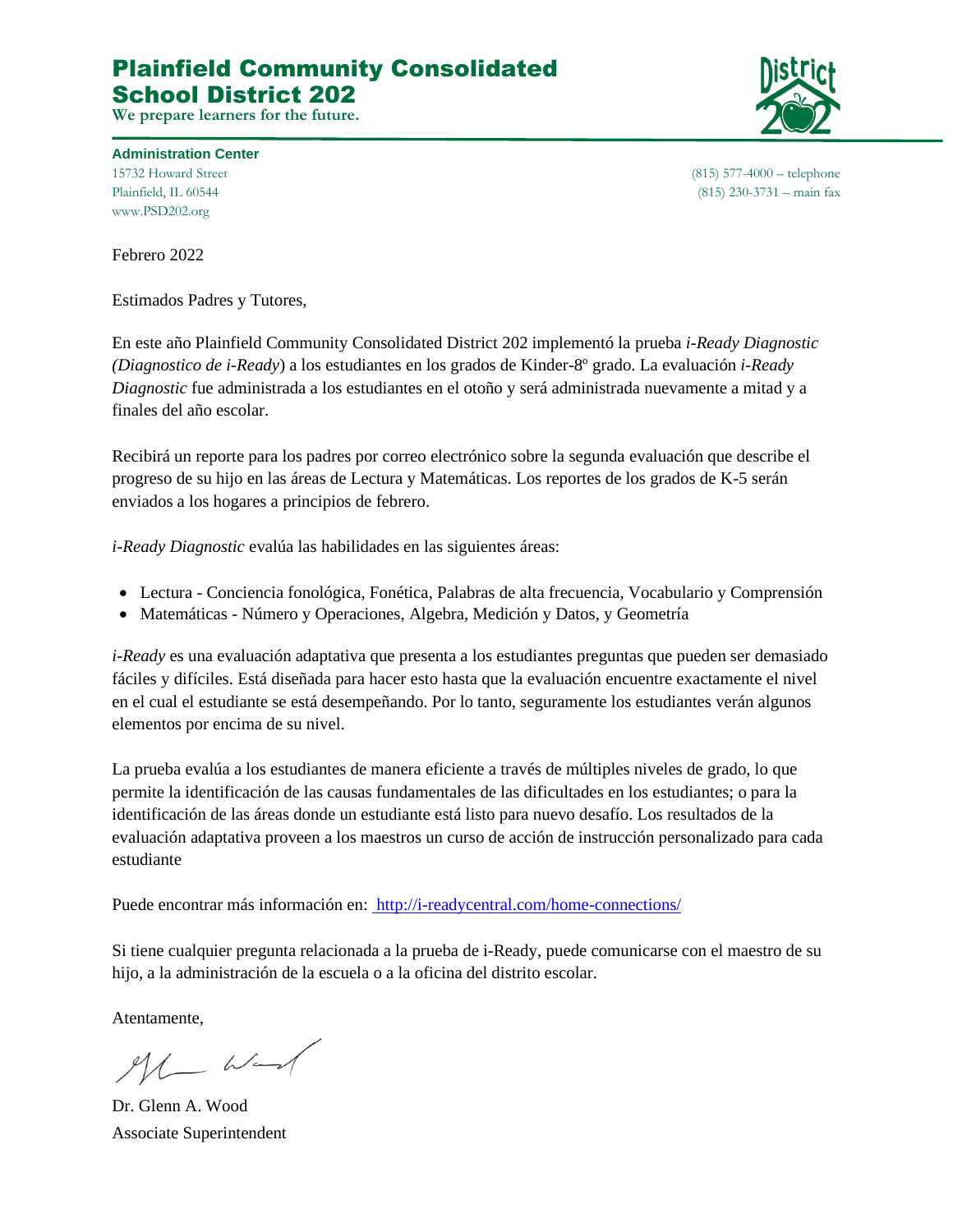# Plainfield Community Consolidated School District 202

**We prepare learners for the future.**

**Administration Center**
15732 Howard Street
Plainfield, IL 60544
www.PSD202.org

(815) 577-4000 – telephone
(815) 230-3731 – main fax

Febrero 2022

Estimados Padres y Tutores,

En este año Plainfield Community Consolidated District 202 implementó la prueba *i-Ready Diagnostic (Diagnostico de i-Ready*) a los estudiantes en los grados de Kinder-8º grado. La evaluación *i-Ready Diagnostic* fue administrada a los estudiantes en el otoño y será administrada nuevamente a mitad y a finales del año escolar.

Recibirá un reporte para los padres por correo electrónico sobre la segunda evaluación que describe el progreso de su hijo en las áreas de Lectura y Matemáticas. Los reportes de los grados de K-5 serán enviados a los hogares a principios de febrero.

*i-Ready Diagnostic* evalúa las habilidades en las siguientes áreas:

- Lectura - Conciencia fonológica, Fonética, Palabras de alta frecuencia, Vocabulario y Comprensión
- Matemáticas - Número y Operaciones, Algebra, Medición y Datos, y Geometría

*i-Ready* es una evaluación adaptativa que presenta a los estudiantes preguntas que pueden ser demasiado fáciles y difíciles. Está diseñada para hacer esto hasta que la evaluación encuentre exactamente el nivel en el cual el estudiante se está desempeñando. Por lo tanto, seguramente los estudiantes verán algunos elementos por encima de su nivel.

La prueba evalúa a los estudiantes de manera eficiente a través de múltiples niveles de grado, lo que permite la identificación de las causas fundamentales de las dificultades en los estudiantes; o para la identificación de las áreas donde un estudiante está listo para nuevo desafío. Los resultados de la evaluación adaptativa proveen a los maestros un curso de acción de instrucción personalizado para cada estudiante

Puede encontrar más información en: http://i-readycentral.com/home-connections/

Si tiene cualquier pregunta relacionada a la prueba de i-Ready, puede comunicarse con el maestro de su hijo, a la administración de la escuela o a la oficina del distrito escolar.

Atentamente,

Dr. Glenn A. Wood
Associate Superintendent